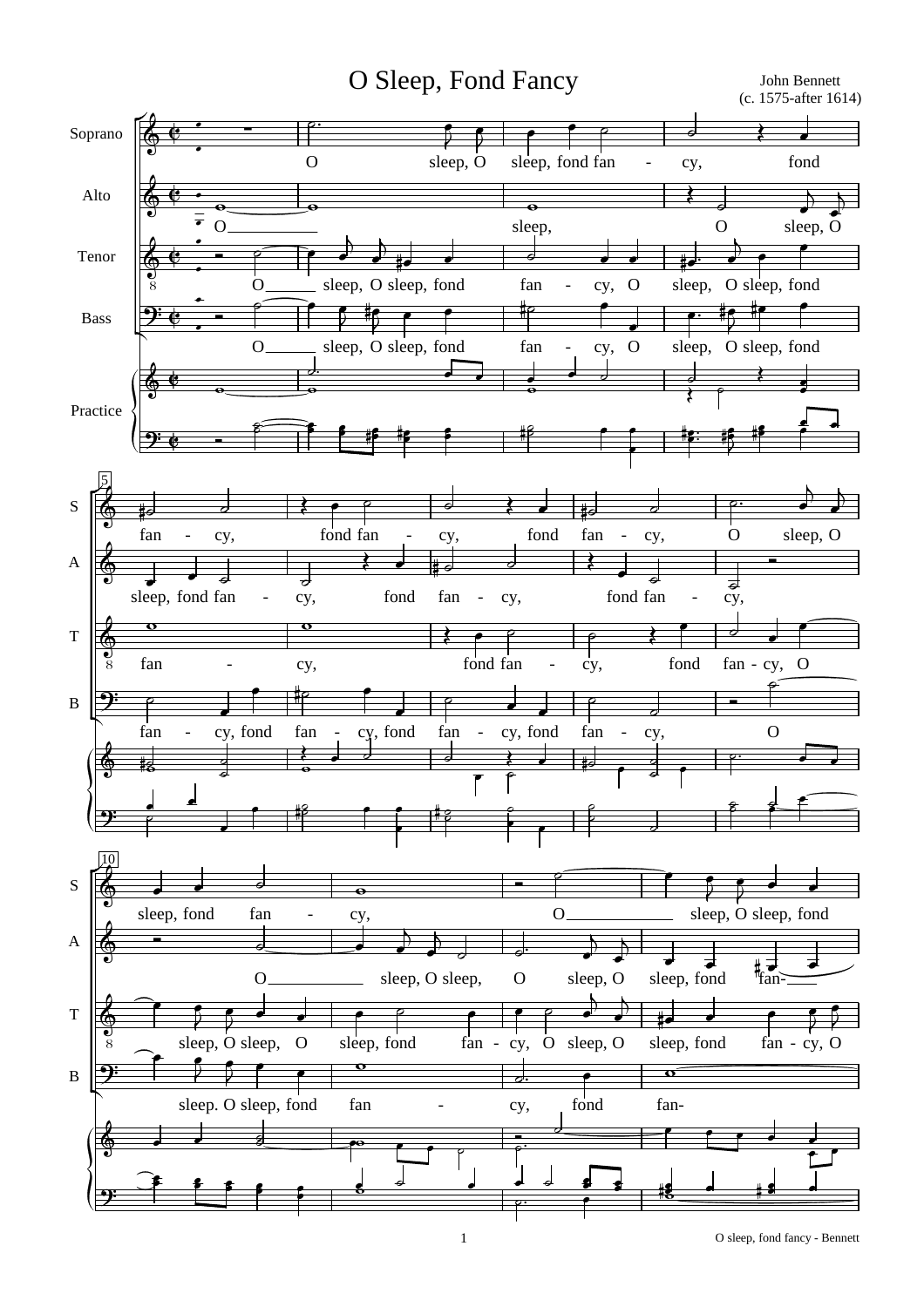# O Sleep, Fond Fancy

John Bennett
(c. 1575-after 1614)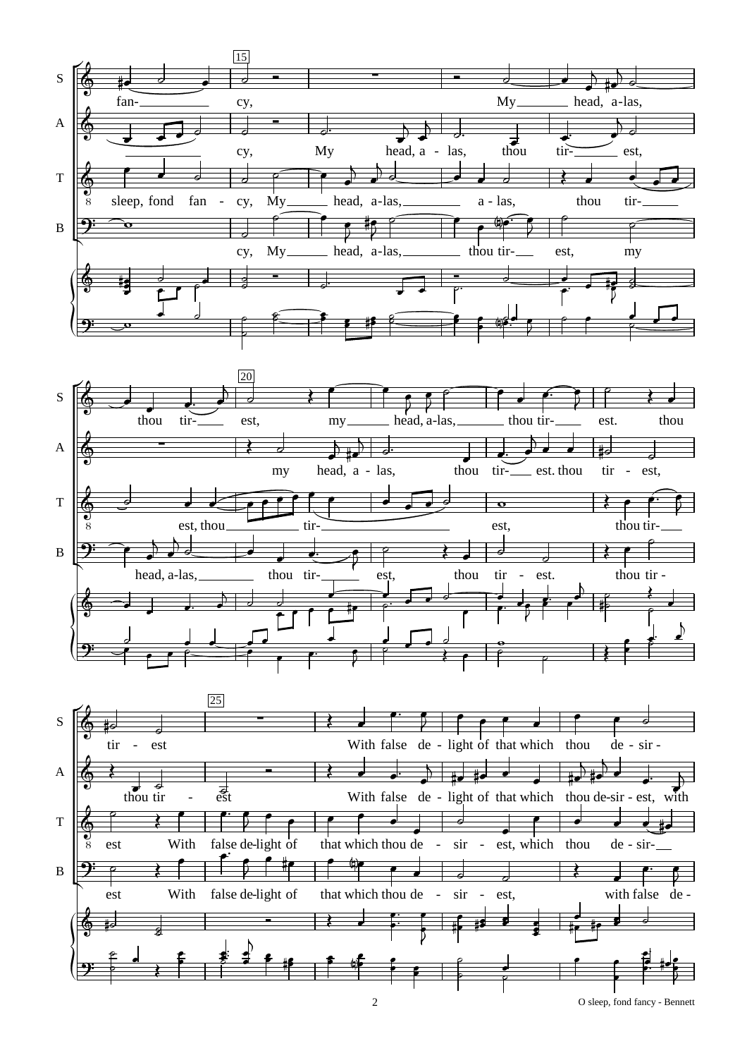S: fan- cy, My head, a-las,

A: cy, My head, a - las, thou tir- est,

T: sleep, fond fan - cy, My head, a-las, a - las, thou tir-

B: cy, My head, a-las, thou tir- est, my

S: thou tir- est, my head, a-las, thou tir- est. thou

A: my head, a - las, thou tir- est. thou tir - est,

T: est, thou tir- est, thou tir-

B: head, a-las, thou tir- est, thou tir - est. thou tir -

S: tir - est With false de - light of that which thou de - sir -

A: thou tir - est With false de - light of that which thou de-sir - est, with

T: est With false de-light of that which thou de - sir - est, which thou de - sir-

B: est With false de-light of that which thou de - sir - est, with false de -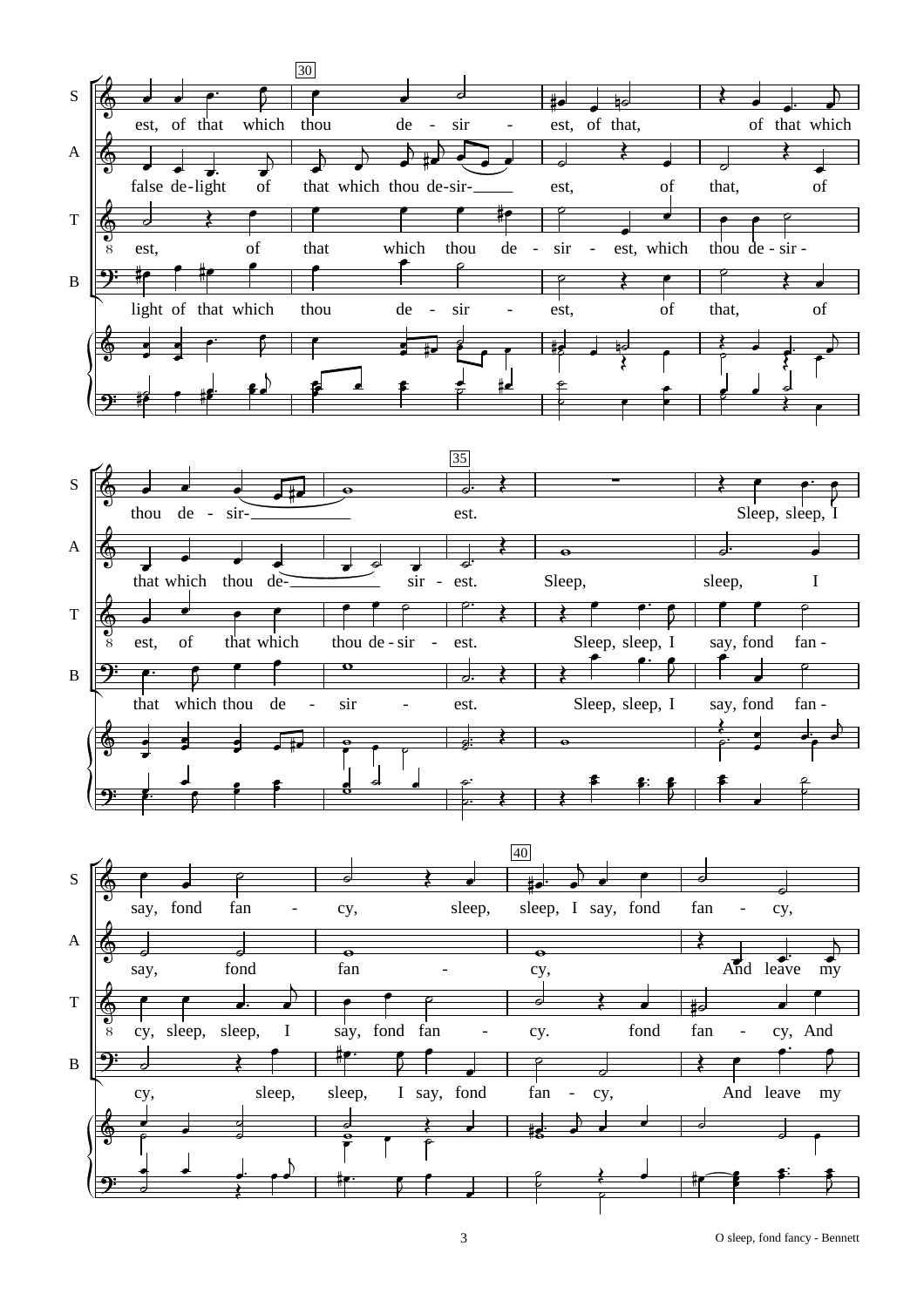**S:** est, of that which thou de - sir - est, of that, of that which

**A:** false de-light of that which thou de-sir- est, of that, of

**T:** est, of that which thou de - sir - est, which thou de - sir -

**B:** light of that which thou de - sir - est, of that, of

**S:** thou de - sir- est. Sleep, sleep, I

**A:** that which thou de- sir - est. Sleep, sleep, I

**T:** est, of that which thou de - sir - est. Sleep, sleep, I say, fond fan -

**B:** that which thou de - sir - est. Sleep, sleep, I say, fond fan -

**S:** say, fond fan - cy, sleep, sleep, I say, fond fan - cy,

**A:** say, fond fan - cy, And leave my

**T:** cy, sleep, sleep, I say, fond fan - cy. fond fan - cy, And

**B:** cy, sleep, sleep, I say, fond fan - cy, And leave my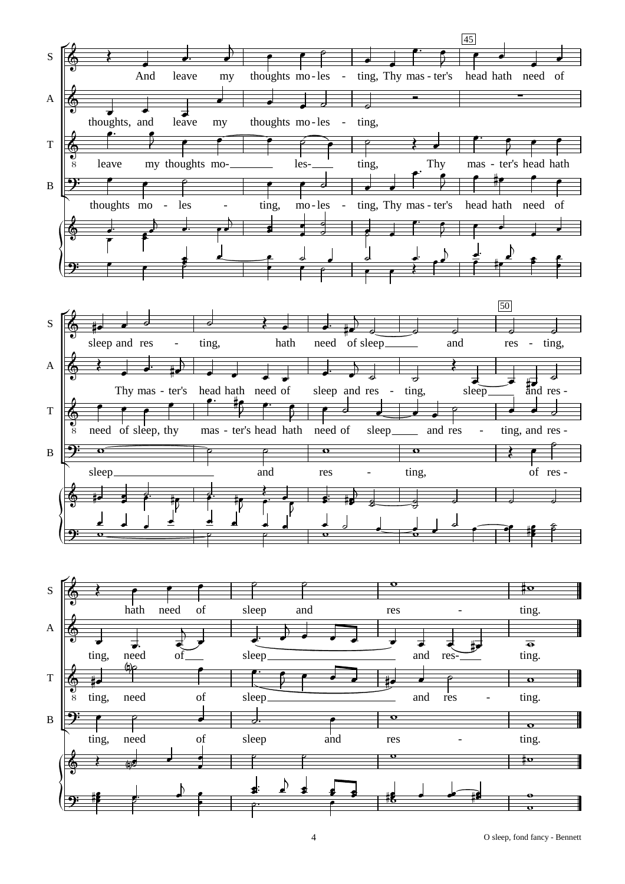45

S: And leave my thoughts mo-les - ting, Thy mas-ter's head hath need of

A: thoughts, and leave my thoughts mo-les - ting,

T: leave my thoughts mo- les- ting, Thy mas - ter's head hath

B: thoughts mo - les - ting, mo-les - ting, Thy mas-ter's head hath need of

S: sleep and res - ting, hath need of sleep and res - ting,

A: Thy mas - ter's head hath need of sleep and res - ting, sleep and res -

T: need of sleep, thy mas - ter's head hath need of sleep and res - ting, and res -

B: sleep and res - ting, of res -

50

S: hath need of sleep and res - ting.

A: ting, need of sleep and res- ting.

T: ting, need of sleep and res - ting.

B: ting, need of sleep and res - ting.